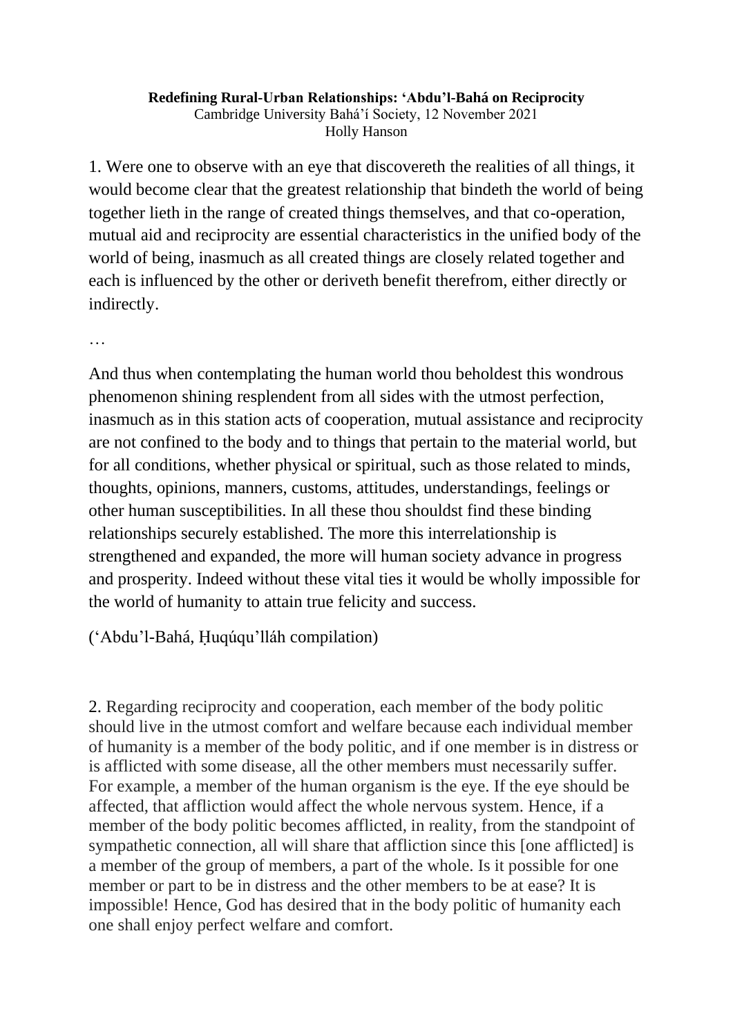**Redefining Rural-Urban Relationships: 'Abdu'l-Bahá on Reciprocity**

Cambridge University Bahá'í Society, 12 November 2021

Holly Hanson

1. Were one to observe with an eye that discovereth the realities of all things, it would become clear that the greatest relationship that bindeth the world of being together lieth in the range of created things themselves, and that co-operation, mutual aid and reciprocity are essential characteristics in the unified body of the world of being, inasmuch as all created things are closely related together and each is influenced by the other or deriveth benefit therefrom, either directly or indirectly.

…

And thus when contemplating the human world thou beholdest this wondrous phenomenon shining resplendent from all sides with the utmost perfection, inasmuch as in this station acts of cooperation, mutual assistance and reciprocity are not confined to the body and to things that pertain to the material world, but for all conditions, whether physical or spiritual, such as those related to minds, thoughts, opinions, manners, customs, attitudes, understandings, feelings or other human susceptibilities. In all these thou shouldst find these binding relationships securely established. The more this interrelationship is strengthened and expanded, the more will human society advance in progress and prosperity. Indeed without these vital ties it would be wholly impossible for the world of humanity to attain true felicity and success.

('Abdu'l-Bahá, Ḥuqúqu'lláh compilation)

2. Regarding reciprocity and cooperation, each member of the body politic should live in the utmost comfort and welfare because each individual member of humanity is a member of the body politic, and if one member is in distress or is afflicted with some disease, all the other members must necessarily suffer. For example, a member of the human organism is the eye. If the eye should be affected, that affliction would affect the whole nervous system. Hence, if a member of the body politic becomes afflicted, in reality, from the standpoint of sympathetic connection, all will share that affliction since this [one afflicted] is a member of the group of members, a part of the whole. Is it possible for one member or part to be in distress and the other members to be at ease? It is impossible! Hence, God has desired that in the body politic of humanity each one shall enjoy perfect welfare and comfort.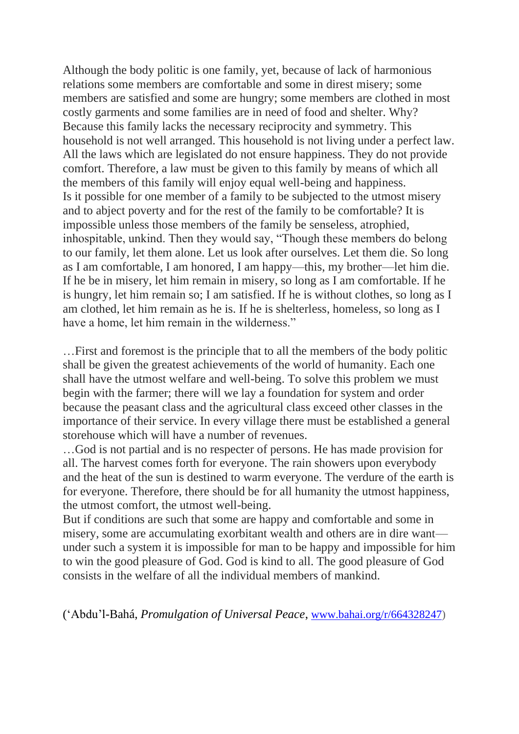Although the body politic is one family, yet, because of lack of harmonious relations some members are comfortable and some in direst misery; some members are satisfied and some are hungry; some members are clothed in most costly garments and some families are in need of food and shelter. Why? Because this family lacks the necessary reciprocity and symmetry. This household is not well arranged. This household is not living under a perfect law. All the laws which are legislated do not ensure happiness. They do not provide comfort. Therefore, a law must be given to this family by means of which all the members of this family will enjoy equal well-being and happiness.

Is it possible for one member of a family to be subjected to the utmost misery and to abject poverty and for the rest of the family to be comfortable? It is impossible unless those members of the family be senseless, atrophied, inhospitable, unkind. Then they would say, "Though these members do belong to our family, let them alone. Let us look after ourselves. Let them die. So long as I am comfortable, I am honored, I am happy—this, my brother—let him die. If he be in misery, let him remain in misery, so long as I am comfortable. If he is hungry, let him remain so; I am satisfied. If he is without clothes, so long as I am clothed, let him remain as he is. If he is shelterless, homeless, so long as I have a home, let him remain in the wilderness."

…First and foremost is the principle that to all the members of the body politic shall be given the greatest achievements of the world of humanity. Each one shall have the utmost welfare and well-being. To solve this problem we must begin with the farmer; there will we lay a foundation for system and order because the peasant class and the agricultural class exceed other classes in the importance of their service. In every village there must be established a general storehouse which will have a number of revenues.

…God is not partial and is no respecter of persons. He has made provision for all. The harvest comes forth for everyone. The rain showers upon everybody and the heat of the sun is destined to warm everyone. The verdure of the earth is for everyone. Therefore, there should be for all humanity the utmost happiness, the utmost comfort, the utmost well-being.

But if conditions are such that some are happy and comfortable and some in misery, some are accumulating exorbitant wealth and others are in dire want—under such a system it is impossible for man to be happy and impossible for him to win the good pleasure of God. God is kind to all. The good pleasure of God consists in the welfare of all the individual members of mankind.

('Abdu'l-Bahá, *Promulgation of Universal Peace*, [www.bahai.org/r/664328247](http://www.bahai.org/r/664328247))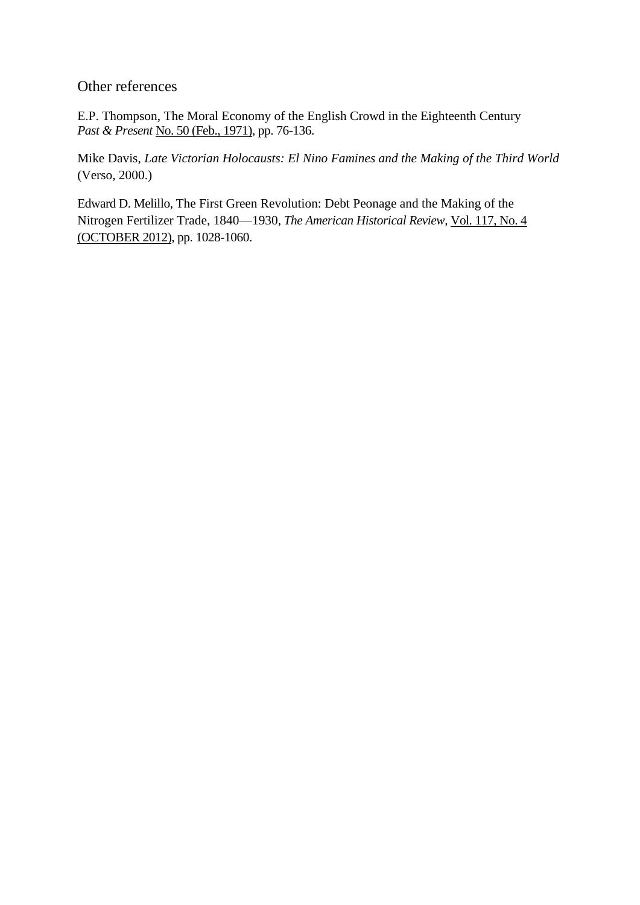## Other references

E.P. Thompson, The Moral Economy of the English Crowd in the Eighteenth Century *Past & Present* No. 50 (Feb., 1971), pp. 76-136.

Mike Davis, *Late Victorian Holocausts: El Nino Famines and the Making of the Third World* (Verso, 2000.)

Edward D. Melillo, The First Green Revolution: Debt Peonage and the Making of the Nitrogen Fertilizer Trade, 1840—1930, *The American Historical Review*, Vol. 117, No. 4 (OCTOBER 2012), pp. 1028-1060.